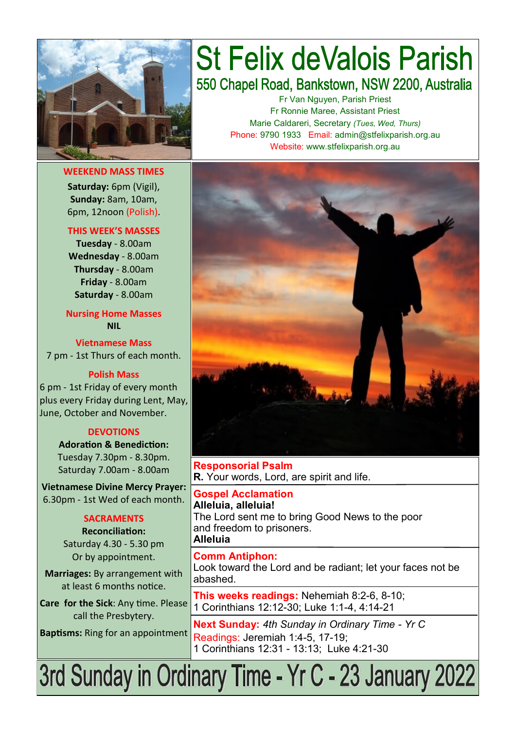# St Felix deValois Parish

## 550 Chapel Road, Bankstown, NSW 2200, Australia

Fr Van Nguyen, Parish Priest
Fr Ronnie Maree, Assistant Priest
Marie Caldareri, Secretary *(Tues, Wed, Thurs)*
Phone: 9790 1933   Email: admin@stfelixparish.org.au
Website: www.stfelixparish.org.au

### WEEKEND MASS TIMES

**Saturday:** 6pm (Vigil),
**Sunday:** 8am, 10am, 6pm, 12noon (Polish).

### THIS WEEK'S MASSES

**Tuesday** - 8.00am
**Wednesday** - 8.00am
**Thursday** - 8.00am
**Friday** - 8.00am
**Saturday** - 8.00am

### Nursing Home Masses

**NIL**

### Vietnamese Mass

7 pm - 1st Thurs of each month.

### Polish Mass

6 pm - 1st Friday of every month plus every Friday during Lent, May, June, October and November.

### DEVOTIONS

**Adoration & Benediction:**
Tuesday 7.30pm - 8.30pm.
Saturday 7.00am - 8.00am

**Vietnamese Divine Mercy Prayer:**
6.30pm - 1st Wed of each month.

### SACRAMENTS

**Reconciliation:**
Saturday 4.30 - 5.30 pm
Or by appointment.

**Marriages:** By arrangement with at least 6 months notice.

**Care for the Sick**: Any time. Please call the Presbytery.

**Baptisms:** Ring for an appointment

### Responsorial Psalm

**R.** Your words, Lord, are spirit and life.

### Gospel Acclamation

**Alleluia, alleluia!**
The Lord sent me to bring Good News to the poor
and freedom to prisoners.
**Alleluia**

### Comm Antiphon:

Look toward the Lord and be radiant; let your faces not be abashed.

**This weeks readings:** Nehemiah 8:2-6, 8-10; 1 Corinthians 12:12-30; Luke 1:1-4, 4:14-21

**Next Sunday:** *4th Sunday in Ordinary Time - Yr C*
Readings: Jeremiah 1:4-5, 17-19;
1 Corinthians 12:31 - 13:13; Luke 4:21-30

# 3rd Sunday in Ordinary Time - Yr C - 23 January 2022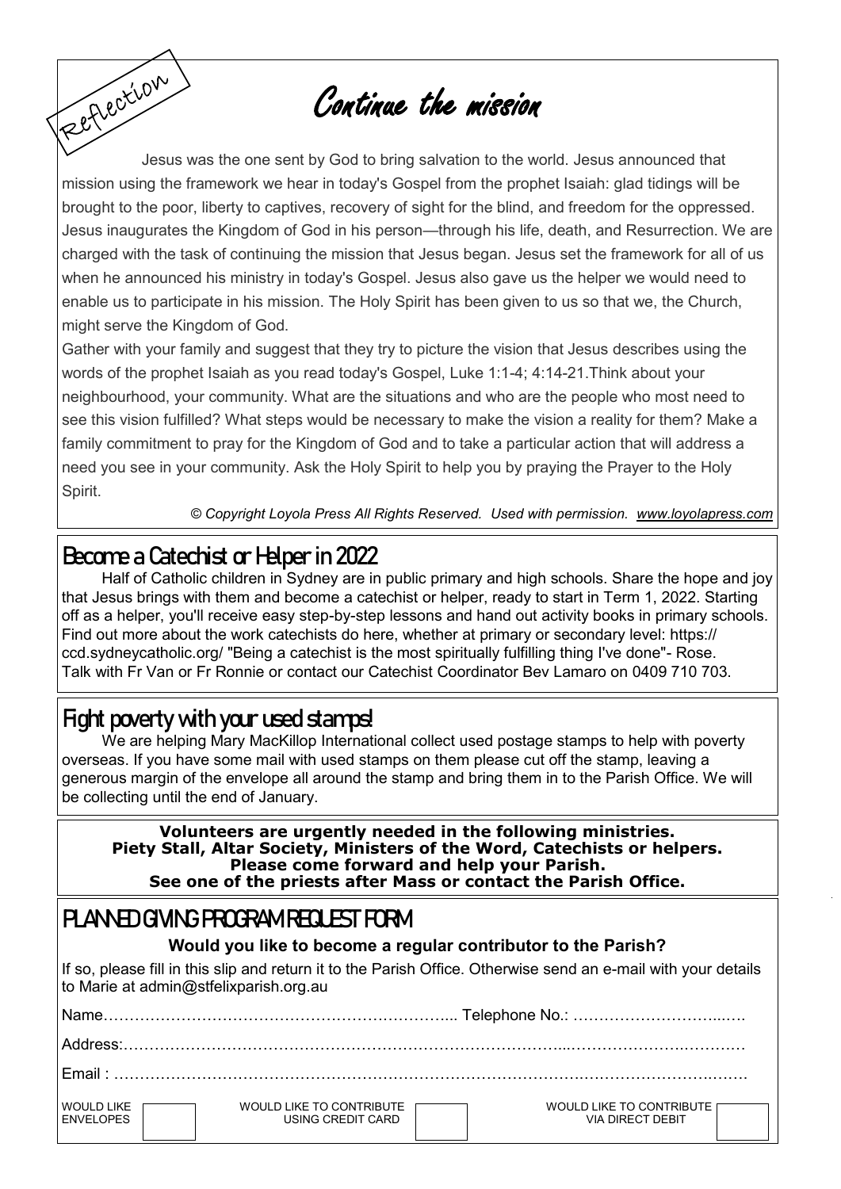Reflection

# Continue the mission

Jesus was the one sent by God to bring salvation to the world. Jesus announced that mission using the framework we hear in today's Gospel from the prophet Isaiah: glad tidings will be brought to the poor, liberty to captives, recovery of sight for the blind, and freedom for the oppressed. Jesus inaugurates the Kingdom of God in his person—through his life, death, and Resurrection. We are charged with the task of continuing the mission that Jesus began. Jesus set the framework for all of us when he announced his ministry in today's Gospel. Jesus also gave us the helper we would need to enable us to participate in his mission. The Holy Spirit has been given to us so that we, the Church, might serve the Kingdom of God.

Gather with your family and suggest that they try to picture the vision that Jesus describes using the words of the prophet Isaiah as you read today's Gospel, Luke 1:1-4; 4:14-21.Think about your neighbourhood, your community. What are the situations and who are the people who most need to see this vision fulfilled? What steps would be necessary to make the vision a reality for them? Make a family commitment to pray for the Kingdom of God and to take a particular action that will address a need you see in your community. Ask the Holy Spirit to help you by praying the Prayer to the Holy Spirit.

*© Copyright Loyola Press All Rights Reserved. Used with permission. www.loyolapress.com*

## Become a Catechist or Helper in 2022

Half of Catholic children in Sydney are in public primary and high schools. Share the hope and joy that Jesus brings with them and become a catechist or helper, ready to start in Term 1, 2022. Starting off as a helper, you'll receive easy step-by-step lessons and hand out activity books in primary schools. Find out more about the work catechists do here, whether at primary or secondary level: https://ccd.sydneycatholic.org/ "Being a catechist is the most spiritually fulfilling thing I've done"- Rose. Talk with Fr Van or Fr Ronnie or contact our Catechist Coordinator Bev Lamaro on 0409 710 703.

## Fight poverty with your used stamps!

We are helping Mary MacKillop International collect used postage stamps to help with poverty overseas. If you have some mail with used stamps on them please cut off the stamp, leaving a generous margin of the envelope all around the stamp and bring them in to the Parish Office. We will be collecting until the end of January.

**Volunteers are urgently needed in the following ministries.**
**Piety Stall, Altar Society, Ministers of the Word, Catechists or helpers.**
**Please come forward and help your Parish.**
**See one of the priests after Mass or contact the Parish Office.**

## PLANNED GIVING PROGRAM REQUEST FORM

**Would you like to become a regular contributor to the Parish?**

If so, please fill in this slip and return it to the Parish Office. Otherwise send an e-mail with your details to Marie at admin@stfelixparish.org.au

Name………………………………………………………….... Telephone No.: …………………………...….

Address:……………………………………………………………………………...…………………….………

Email : ………………………………………………………………………………….……………………….…….

WOULD LIKE ENVELOPES ☐ WOULD LIKE TO CONTRIBUTE USING CREDIT CARD ☐ WOULD LIKE TO CONTRIBUTE VIA DIRECT DEBIT ☐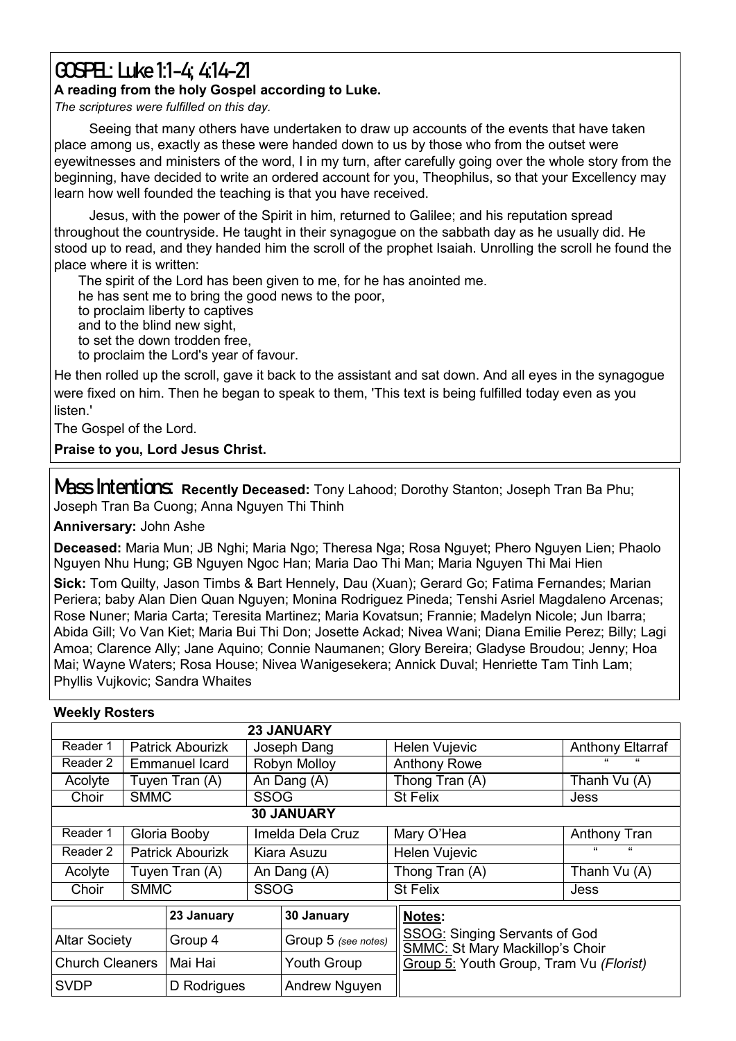## GOSPEL: Luke 1:1-4; 4:14-21

**A reading from the holy Gospel according to Luke.**

*The scriptures were fulfilled on this day.*

Seeing that many others have undertaken to draw up accounts of the events that have taken place among us, exactly as these were handed down to us by those who from the outset were eyewitnesses and ministers of the word, I in my turn, after carefully going over the whole story from the beginning, have decided to write an ordered account for you, Theophilus, so that your Excellency may learn how well founded the teaching is that you have received.

Jesus, with the power of the Spirit in him, returned to Galilee; and his reputation spread throughout the countryside. He taught in their synagogue on the sabbath day as he usually did. He stood up to read, and they handed him the scroll of the prophet Isaiah. Unrolling the scroll he found the place where it is written:

The spirit of the Lord has been given to me, for he has anointed me.
he has sent me to bring the good news to the poor,
to proclaim liberty to captives
and to the blind new sight,
to set the down trodden free,
to proclaim the Lord's year of favour.

He then rolled up the scroll, gave it back to the assistant and sat down. And all eyes in the synagogue were fixed on him. Then he began to speak to them, 'This text is being fulfilled today even as you listen.'

The Gospel of the Lord.

**Praise to you, Lord Jesus Christ.**

## Mass Intentions:

**Recently Deceased:** Tony Lahood; Dorothy Stanton; Joseph Tran Ba Phu; Joseph Tran Ba Cuong; Anna Nguyen Thi Thinh

**Anniversary:** John Ashe

**Deceased:** Maria Mun; JB Nghi; Maria Ngo; Theresa Nga; Rosa Nguyet; Phero Nguyen Lien; Phaolo Nguyen Nhu Hung; GB Nguyen Ngoc Han; Maria Dao Thi Man; Maria Nguyen Thi Mai Hien

**Sick:** Tom Quilty, Jason Timbs & Bart Hennely, Dau (Xuan); Gerard Go; Fatima Fernandes; Marian Periera; baby Alan Dien Quan Nguyen; Monina Rodriguez Pineda; Tenshi Asriel Magdaleno Arcenas; Rose Nuner; Maria Carta; Teresita Martinez; Maria Kovatsun; Frannie; Madelyn Nicole; Jun Ibarra; Abida Gill; Vo Van Kiet; Maria Bui Thi Don; Josette Ackad; Nivea Wani; Diana Emilie Perez; Billy; Lagi Amoa; Clarence Ally; Jane Aquino; Connie Naumanen; Glory Bereira; Gladyse Broudou; Jenny; Hoa Mai; Wayne Waters; Rosa House; Nivea Wanigesekera; Annick Duval; Henriette Tam Tinh Lam; Phyllis Vujkovic; Sandra Whaites

**Weekly Rosters**

| 23 JANUARY | | | | |
|---|---|---|---|---|
| Reader 1 | Patrick Abourizk | Joseph Dang | Helen Vujevic | Anthony Eltarraf |
| Reader 2 | Emmanuel Icard | Robyn Molloy | Anthony Rowe | " " |
| Acolyte | Tuyen Tran (A) | An Dang (A) | Thong Tran (A) | Thanh Vu (A) |
| Choir | SMMC | SSOG | St Felix | Jess |
| **30 JANUARY** | | | | |
| Reader 1 | Gloria Booby | Imelda Dela Cruz | Mary O'Hea | Anthony Tran |
| Reader 2 | Patrick Abourizk | Kiara Asuzu | Helen Vujevic | " " |
| Acolyte | Tuyen Tran (A) | An Dang (A) | Thong Tran (A) | Thanh Vu (A) |
| Choir | SMMC | SSOG | St Felix | Jess |

| | 23 January | 30 January |
|---|---|---|
| Altar Society | Group 4 | Group 5 *(see notes)* |
| Church Cleaners | Mai Hai | Youth Group |
| SVDP | D Rodrigues | Andrew Nguyen |

**Notes:**

SSOG: Singing Servants of God
SMMC: St Mary Mackillop's Choir
Group 5: Youth Group, Tram Vu *(Florist)*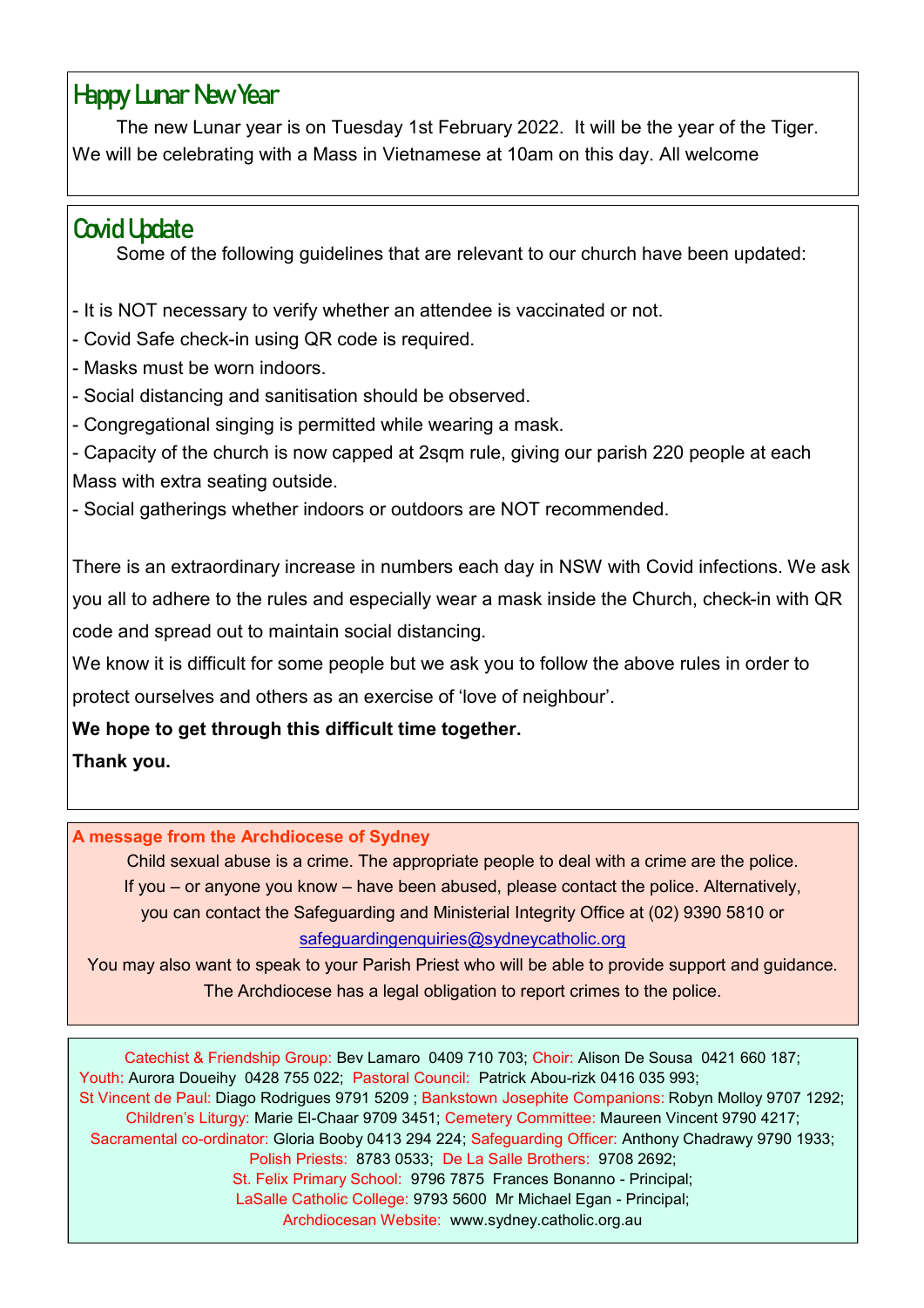## Happy Lunar New Year

The new Lunar year is on Tuesday 1st February 2022. It will be the year of the Tiger. We will be celebrating with a Mass in Vietnamese at 10am on this day. All welcome

## Covid Update

Some of the following guidelines that are relevant to our church have been updated:

- It is NOT necessary to verify whether an attendee is vaccinated or not.
- Covid Safe check-in using QR code is required.
- Masks must be worn indoors.
- Social distancing and sanitisation should be observed.
- Congregational singing is permitted while wearing a mask.
- Capacity of the church is now capped at 2sqm rule, giving our parish 220 people at each Mass with extra seating outside.
- Social gatherings whether indoors or outdoors are NOT recommended.

There is an extraordinary increase in numbers each day in NSW with Covid infections. We ask you all to adhere to the rules and especially wear a mask inside the Church, check-in with QR code and spread out to maintain social distancing.

We know it is difficult for some people but we ask you to follow the above rules in order to protect ourselves and others as an exercise of 'love of neighbour'.

**We hope to get through this difficult time together.**

**Thank you.**

**A message from the Archdiocese of Sydney**

Child sexual abuse is a crime. The appropriate people to deal with a crime are the police. If you – or anyone you know – have been abused, please contact the police. Alternatively, you can contact the Safeguarding and Ministerial Integrity Office at (02) 9390 5810 or safeguardingenquiries@sydneycatholic.org

You may also want to speak to your Parish Priest who will be able to provide support and guidance. The Archdiocese has a legal obligation to report crimes to the police.

Catechist & Friendship Group: Bev Lamaro 0409 710 703; Choir: Alison De Sousa 0421 660 187;
Youth: Aurora Doueihy 0428 755 022; Pastoral Council: Patrick Abou-rizk 0416 035 993;
St Vincent de Paul: Diago Rodrigues 9791 5209 ; Bankstown Josephite Companions: Robyn Molloy 9707 1292;
Children's Liturgy: Marie El-Chaar 9709 3451; Cemetery Committee: Maureen Vincent 9790 4217;
Sacramental co-ordinator: Gloria Booby 0413 294 224; Safeguarding Officer: Anthony Chadrawy 9790 1933;
Polish Priests: 8783 0533; De La Salle Brothers: 9708 2692;
St. Felix Primary School: 9796 7875 Frances Bonanno - Principal;
LaSalle Catholic College: 9793 5600 Mr Michael Egan - Principal;
Archdiocesan Website: www.sydney.catholic.org.au